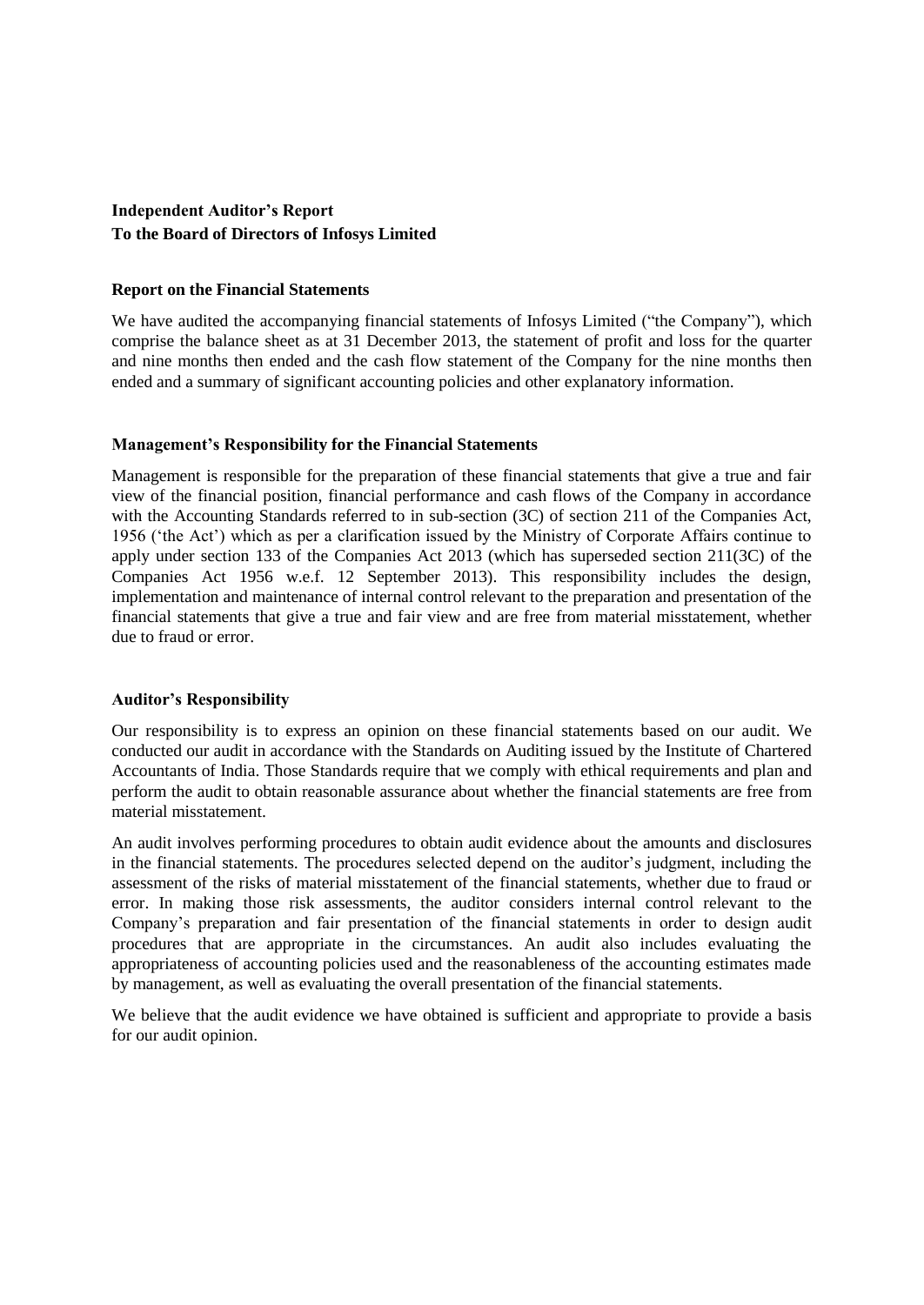**Independent Auditor's Report**
**To the Board of Directors of Infosys Limited**

**Report on the Financial Statements**

We have audited the accompanying financial statements of Infosys Limited ("the Company"), which comprise the balance sheet as at 31 December 2013, the statement of profit and loss for the quarter and nine months then ended and the cash flow statement of the Company for the nine months then ended and a summary of significant accounting policies and other explanatory information.

**Management's Responsibility for the Financial Statements**

Management is responsible for the preparation of these financial statements that give a true and fair view of the financial position, financial performance and cash flows of the Company in accordance with the Accounting Standards referred to in sub-section (3C) of section 211 of the Companies Act, 1956 ('the Act') which as per a clarification issued by the Ministry of Corporate Affairs continue to apply under section 133 of the Companies Act 2013 (which has superseded section 211(3C) of the Companies Act 1956 w.e.f. 12 September 2013). This responsibility includes the design, implementation and maintenance of internal control relevant to the preparation and presentation of the financial statements that give a true and fair view and are free from material misstatement, whether due to fraud or error.

**Auditor's Responsibility**

Our responsibility is to express an opinion on these financial statements based on our audit. We conducted our audit in accordance with the Standards on Auditing issued by the Institute of Chartered Accountants of India. Those Standards require that we comply with ethical requirements and plan and perform the audit to obtain reasonable assurance about whether the financial statements are free from material misstatement.

An audit involves performing procedures to obtain audit evidence about the amounts and disclosures in the financial statements. The procedures selected depend on the auditor's judgment, including the assessment of the risks of material misstatement of the financial statements, whether due to fraud or error. In making those risk assessments, the auditor considers internal control relevant to the Company's preparation and fair presentation of the financial statements in order to design audit procedures that are appropriate in the circumstances. An audit also includes evaluating the appropriateness of accounting policies used and the reasonableness of the accounting estimates made by management, as well as evaluating the overall presentation of the financial statements.

We believe that the audit evidence we have obtained is sufficient and appropriate to provide a basis for our audit opinion.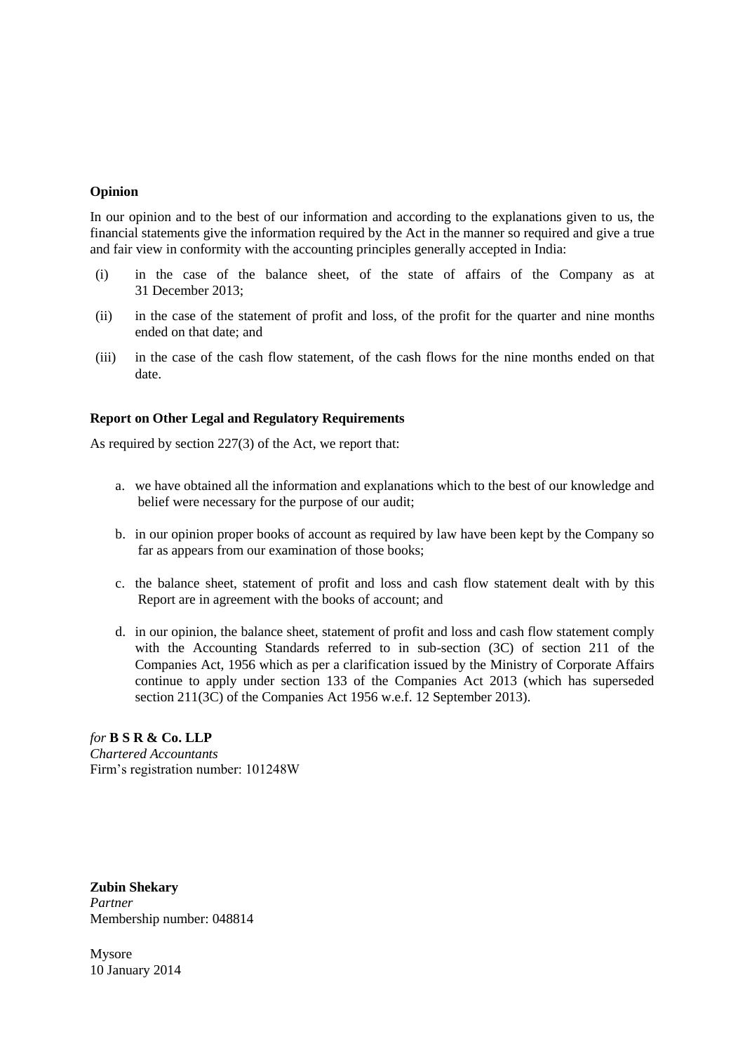**Opinion**

In our opinion and to the best of our information and according to the explanations given to us, the financial statements give the information required by the Act in the manner so required and give a true and fair view in conformity with the accounting principles generally accepted in India:

(i) in the case of the balance sheet, of the state of affairs of the Company as at 31 December 2013;

(ii) in the case of the statement of profit and loss, of the profit for the quarter and nine months ended on that date; and

(iii) in the case of the cash flow statement, of the cash flows for the nine months ended on that date.

**Report on Other Legal and Regulatory Requirements**

As required by section 227(3) of the Act, we report that:

a. we have obtained all the information and explanations which to the best of our knowledge and belief were necessary for the purpose of our audit;

b. in our opinion proper books of account as required by law have been kept by the Company so far as appears from our examination of those books;

c. the balance sheet, statement of profit and loss and cash flow statement dealt with by this Report are in agreement with the books of account; and

d. in our opinion, the balance sheet, statement of profit and loss and cash flow statement comply with the Accounting Standards referred to in sub-section (3C) of section 211 of the Companies Act, 1956 which as per a clarification issued by the Ministry of Corporate Affairs continue to apply under section 133 of the Companies Act 2013 (which has superseded section 211(3C) of the Companies Act 1956 w.e.f. 12 September 2013).

*for* **B S R & Co. LLP**
*Chartered Accountants*
Firm's registration number: 101248W

**Zubin Shekary**
*Partner*
Membership number: 048814

Mysore
10 January 2014